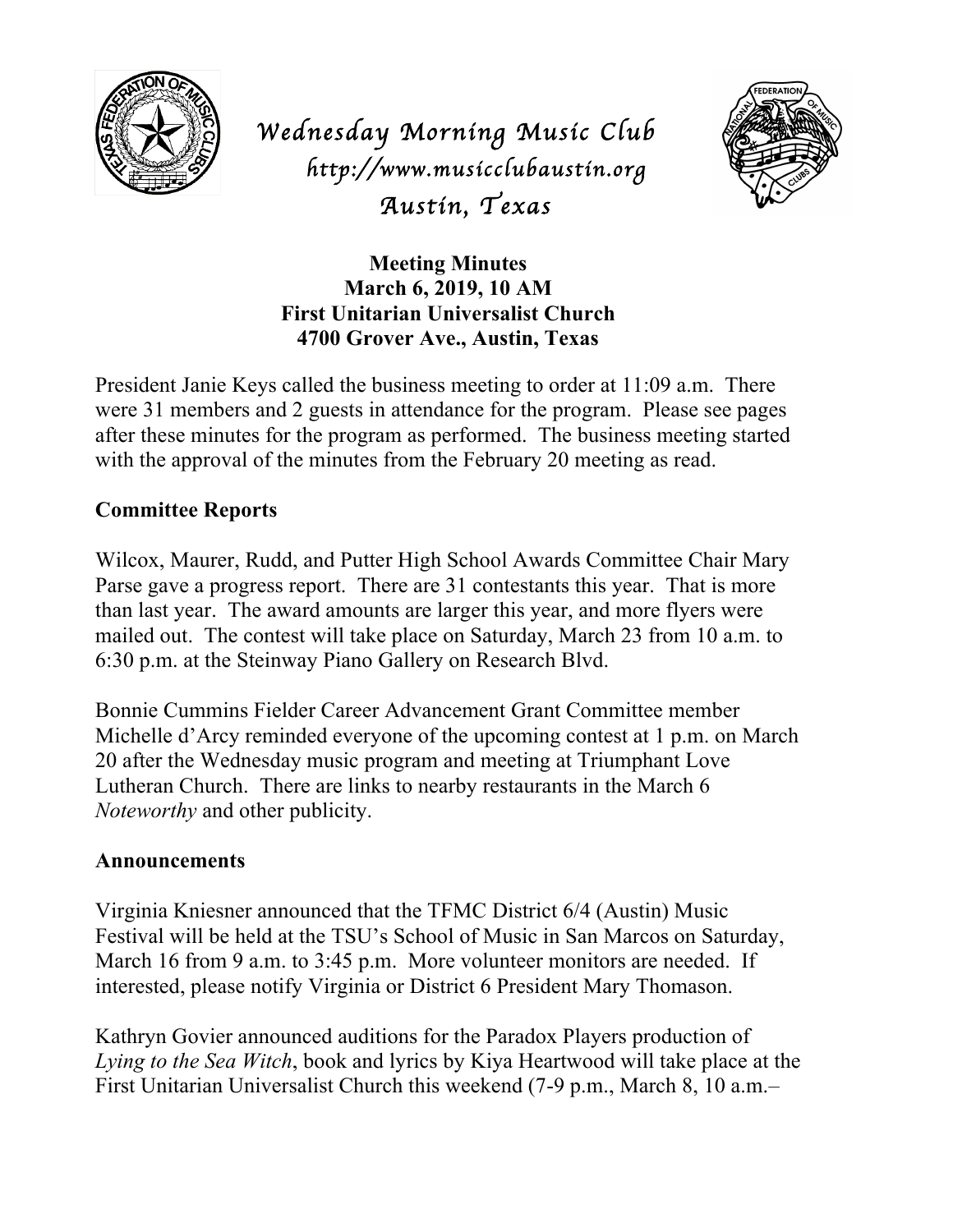# Wednesday Morning Music Club

http://www.musicclubaustin.org

Austin, Texas

**Meeting Minutes**
**March 6, 2019, 10 AM**
**First Unitarian Universalist Church**
**4700 Grover Ave., Austin, Texas**

President Janie Keys called the business meeting to order at 11:09 a.m. There were 31 members and 2 guests in attendance for the program. Please see pages after these minutes for the program as performed. The business meeting started with the approval of the minutes from the February 20 meeting as read.

## Committee Reports

Wilcox, Maurer, Rudd, and Putter High School Awards Committee Chair Mary Parse gave a progress report. There are 31 contestants this year. That is more than last year. The award amounts are larger this year, and more flyers were mailed out. The contest will take place on Saturday, March 23 from 10 a.m. to 6:30 p.m. at the Steinway Piano Gallery on Research Blvd.

Bonnie Cummins Fielder Career Advancement Grant Committee member Michelle d'Arcy reminded everyone of the upcoming contest at 1 p.m. on March 20 after the Wednesday music program and meeting at Triumphant Love Lutheran Church. There are links to nearby restaurants in the March 6 *Noteworthy* and other publicity.

## Announcements

Virginia Kniesner announced that the TFMC District 6/4 (Austin) Music Festival will be held at the TSU's School of Music in San Marcos on Saturday, March 16 from 9 a.m. to 3:45 p.m. More volunteer monitors are needed. If interested, please notify Virginia or District 6 President Mary Thomason.

Kathryn Govier announced auditions for the Paradox Players production of *Lying to the Sea Witch*, book and lyrics by Kiya Heartwood will take place at the First Unitarian Universalist Church this weekend (7-9 p.m., March 8, 10 a.m.–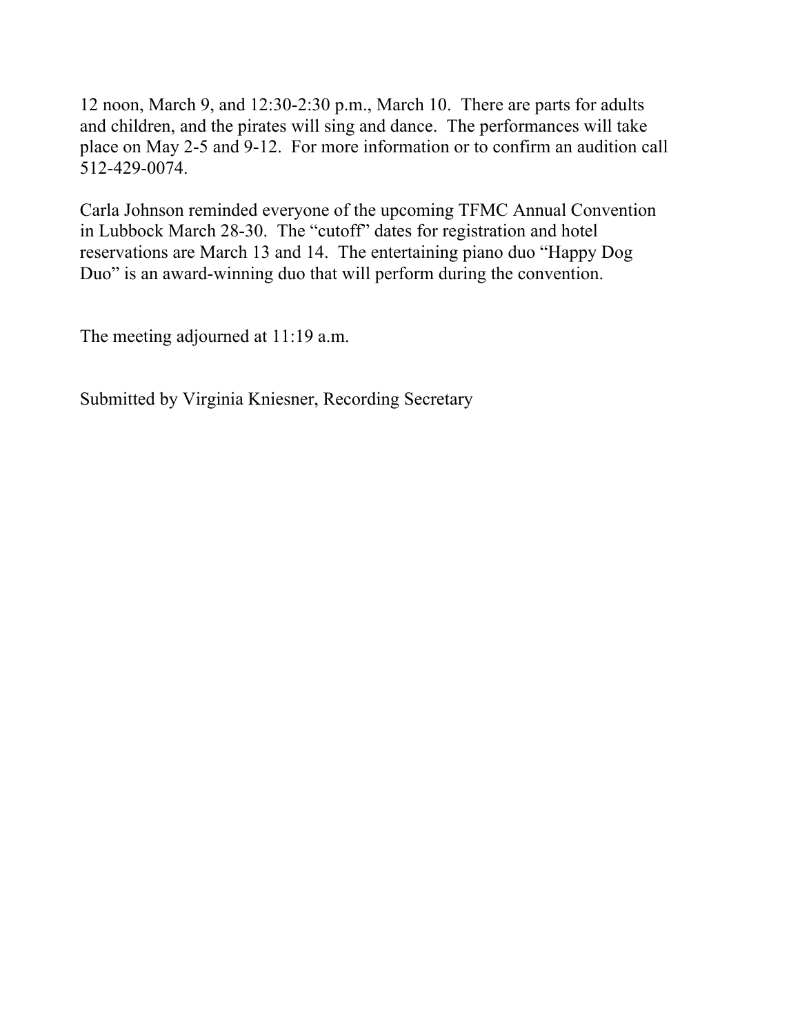12 noon, March 9, and 12:30-2:30 p.m., March 10. There are parts for adults and children, and the pirates will sing and dance. The performances will take place on May 2-5 and 9-12. For more information or to confirm an audition call 512-429-0074.

Carla Johnson reminded everyone of the upcoming TFMC Annual Convention in Lubbock March 28-30. The "cutoff" dates for registration and hotel reservations are March 13 and 14. The entertaining piano duo "Happy Dog Duo" is an award-winning duo that will perform during the convention.

The meeting adjourned at 11:19 a.m.

Submitted by Virginia Kniesner, Recording Secretary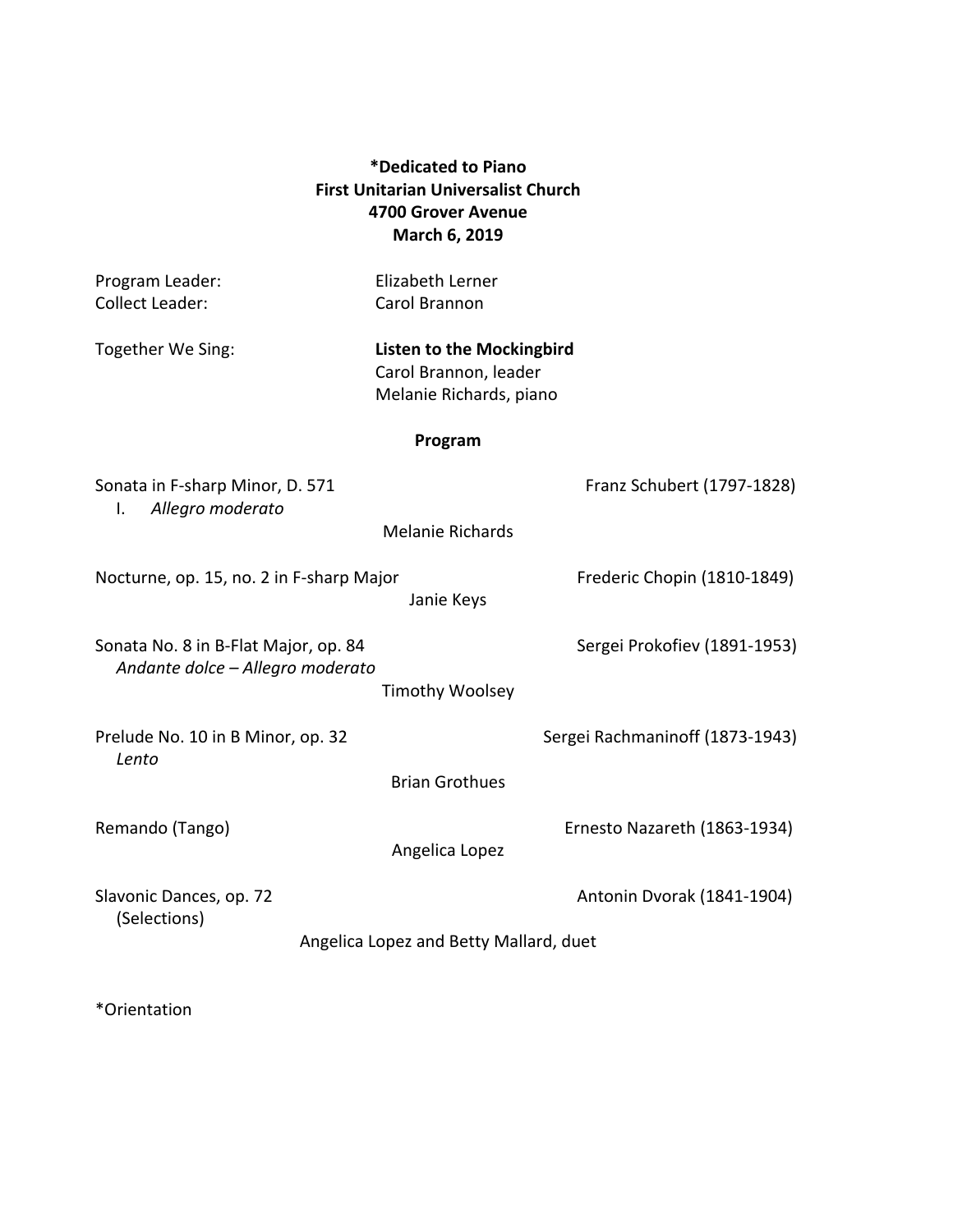**\*Dedicated to Piano**
**First Unitarian Universalist Church**
**4700 Grover Avenue**
**March 6, 2019**

Program Leader: Elizabeth Lerner
Collect Leader: Carol Brannon

Together We Sing: **Listen to the Mockingbird**
Carol Brannon, leader
Melanie Richards, piano

## Program

Sonata in F-sharp Minor, D. 571 — Franz Schubert (1797-1828)
I. *Allegro moderato*
Melanie Richards

Nocturne, op. 15, no. 2 in F-sharp Major — Frederic Chopin (1810-1849)
Janie Keys

Sonata No. 8 in B-Flat Major, op. 84 — Sergei Prokofiev (1891-1953)
*Andante dolce – Allegro moderato*
Timothy Woolsey

Prelude No. 10 in B Minor, op. 32 — Sergei Rachmaninoff (1873-1943)
*Lento*
Brian Grothues

Remando (Tango) — Ernesto Nazareth (1863-1934)
Angelica Lopez

Slavonic Dances, op. 72 — Antonin Dvorak (1841-1904)
(Selections)
Angelica Lopez and Betty Mallard, duet

\*Orientation